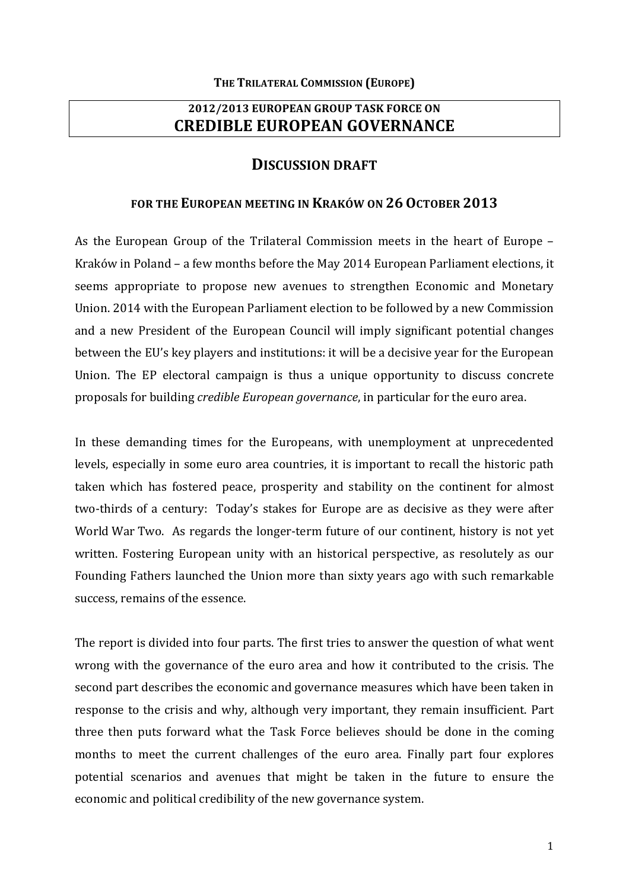**THE TRILATERAL COMMISSION (EUROPE)**

# 2012/2013 EUROPEAN GROUP TASK FORCE ON CREDIBLE EUROPEAN GOVERNANCE

## DISCUSSION DRAFT

### FOR THE EUROPEAN MEETING IN KRAKÓW ON 26 OCTOBER 2013

As the European Group of the Trilateral Commission meets in the heart of Europe – Kraków in Poland – a few months before the May 2014 European Parliament elections, it seems appropriate to propose new avenues to strengthen Economic and Monetary Union. 2014 with the European Parliament election to be followed by a new Commission and a new President of the European Council will imply significant potential changes between the EU's key players and institutions: it will be a decisive year for the European Union. The EP electoral campaign is thus a unique opportunity to discuss concrete proposals for building *credible European governance*, in particular for the euro area.

In these demanding times for the Europeans, with unemployment at unprecedented levels, especially in some euro area countries, it is important to recall the historic path taken which has fostered peace, prosperity and stability on the continent for almost two-thirds of a century: Today's stakes for Europe are as decisive as they were after World War Two. As regards the longer-term future of our continent, history is not yet written. Fostering European unity with an historical perspective, as resolutely as our Founding Fathers launched the Union more than sixty years ago with such remarkable success, remains of the essence.

The report is divided into four parts. The first tries to answer the question of what went wrong with the governance of the euro area and how it contributed to the crisis. The second part describes the economic and governance measures which have been taken in response to the crisis and why, although very important, they remain insufficient. Part three then puts forward what the Task Force believes should be done in the coming months to meet the current challenges of the euro area. Finally part four explores potential scenarios and avenues that might be taken in the future to ensure the economic and political credibility of the new governance system.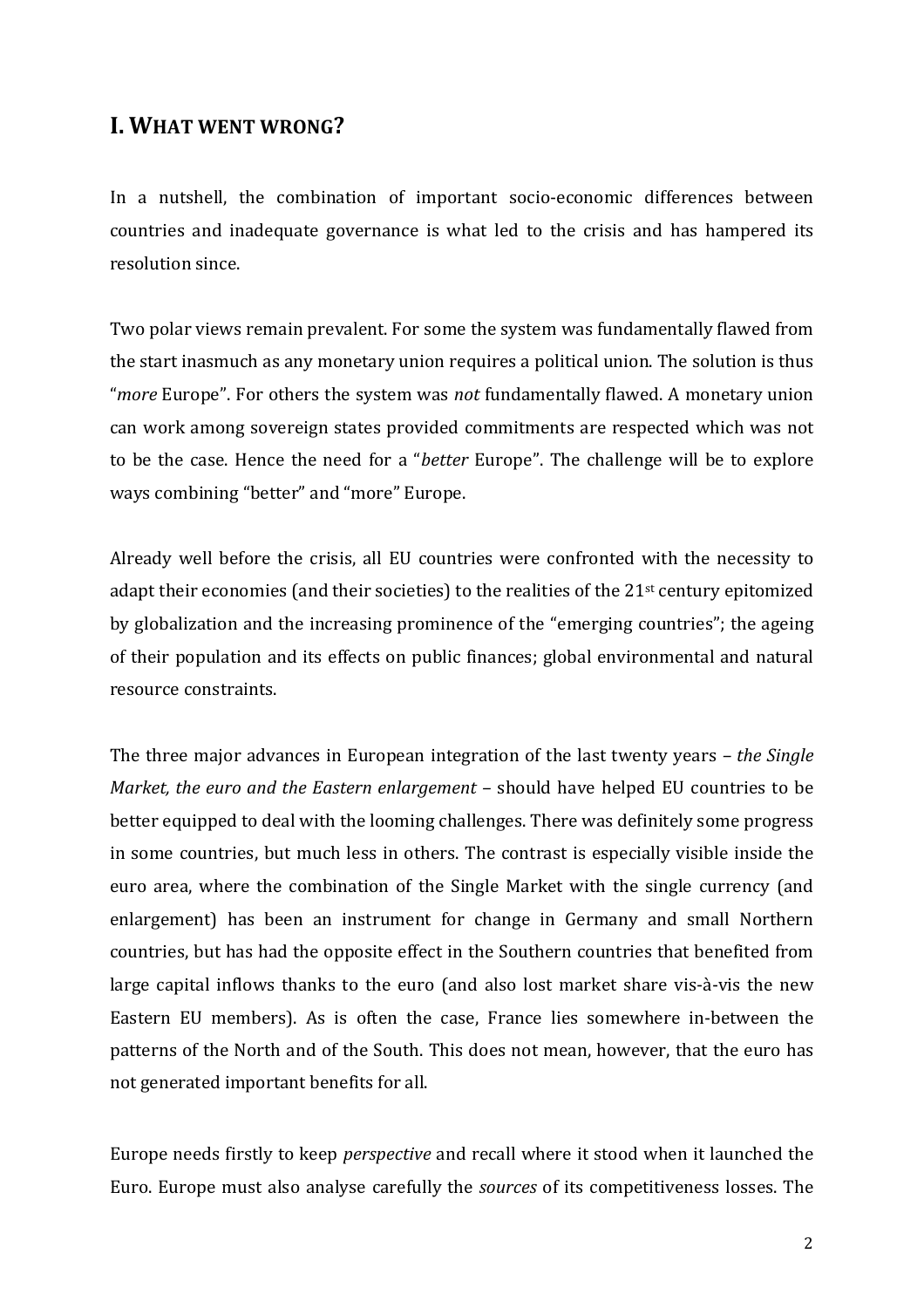## I. WHAT WENT WRONG?

In a nutshell, the combination of important socio-economic differences between countries and inadequate governance is what led to the crisis and has hampered its resolution since.

Two polar views remain prevalent. For some the system was fundamentally flawed from the start inasmuch as any monetary union requires a political union. The solution is thus "*more* Europe". For others the system was *not* fundamentally flawed. A monetary union can work among sovereign states provided commitments are respected which was not to be the case. Hence the need for a "*better* Europe". The challenge will be to explore ways combining "better" and "more" Europe.

Already well before the crisis, all EU countries were confronted with the necessity to adapt their economies (and their societies) to the realities of the 21st century epitomized by globalization and the increasing prominence of the "emerging countries"; the ageing of their population and its effects on public finances; global environmental and natural resource constraints.

The three major advances in European integration of the last twenty years – *the Single Market, the euro and the Eastern enlargement* – should have helped EU countries to be better equipped to deal with the looming challenges. There was definitely some progress in some countries, but much less in others. The contrast is especially visible inside the euro area, where the combination of the Single Market with the single currency (and enlargement) has been an instrument for change in Germany and small Northern countries, but has had the opposite effect in the Southern countries that benefited from large capital inflows thanks to the euro (and also lost market share vis-à-vis the new Eastern EU members). As is often the case, France lies somewhere in-between the patterns of the North and of the South. This does not mean, however, that the euro has not generated important benefits for all.

Europe needs firstly to keep *perspective* and recall where it stood when it launched the Euro. Europe must also analyse carefully the *sources* of its competitiveness losses. The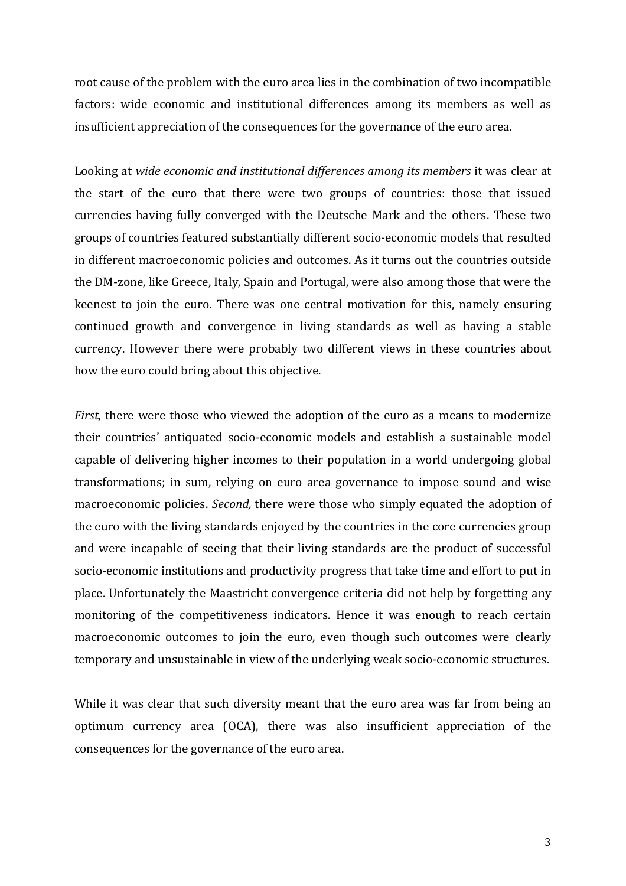root cause of the problem with the euro area lies in the combination of two incompatible factors: wide economic and institutional differences among its members as well as insufficient appreciation of the consequences for the governance of the euro area.

Looking at *wide economic and institutional differences among its members* it was clear at the start of the euro that there were two groups of countries: those that issued currencies having fully converged with the Deutsche Mark and the others. These two groups of countries featured substantially different socio-economic models that resulted in different macroeconomic policies and outcomes. As it turns out the countries outside the DM-zone, like Greece, Italy, Spain and Portugal, were also among those that were the keenest to join the euro. There was one central motivation for this, namely ensuring continued growth and convergence in living standards as well as having a stable currency. However there were probably two different views in these countries about how the euro could bring about this objective.

*First,* there were those who viewed the adoption of the euro as a means to modernize their countries' antiquated socio-economic models and establish a sustainable model capable of delivering higher incomes to their population in a world undergoing global transformations; in sum, relying on euro area governance to impose sound and wise macroeconomic policies. *Second,* there were those who simply equated the adoption of the euro with the living standards enjoyed by the countries in the core currencies group and were incapable of seeing that their living standards are the product of successful socio-economic institutions and productivity progress that take time and effort to put in place. Unfortunately the Maastricht convergence criteria did not help by forgetting any monitoring of the competitiveness indicators. Hence it was enough to reach certain macroeconomic outcomes to join the euro, even though such outcomes were clearly temporary and unsustainable in view of the underlying weak socio-economic structures.

While it was clear that such diversity meant that the euro area was far from being an optimum currency area (OCA), there was also insufficient appreciation of the consequences for the governance of the euro area.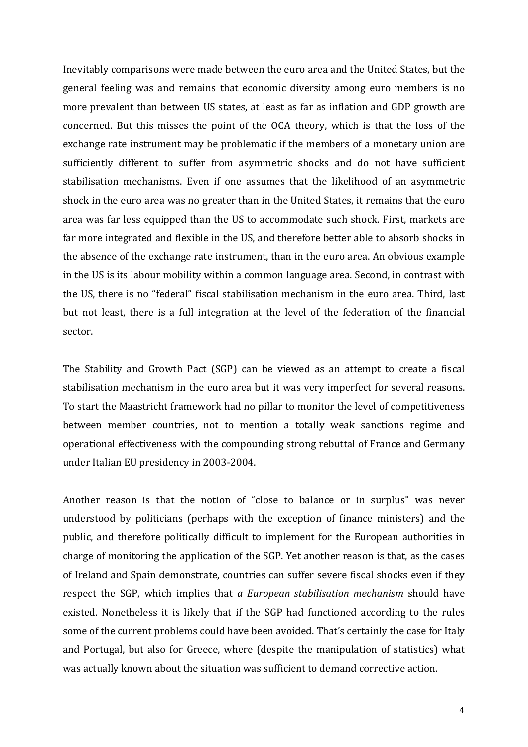Inevitably comparisons were made between the euro area and the United States, but the general feeling was and remains that economic diversity among euro members is no more prevalent than between US states, at least as far as inflation and GDP growth are concerned. But this misses the point of the OCA theory, which is that the loss of the exchange rate instrument may be problematic if the members of a monetary union are sufficiently different to suffer from asymmetric shocks and do not have sufficient stabilisation mechanisms. Even if one assumes that the likelihood of an asymmetric shock in the euro area was no greater than in the United States, it remains that the euro area was far less equipped than the US to accommodate such shock. First, markets are far more integrated and flexible in the US, and therefore better able to absorb shocks in the absence of the exchange rate instrument, than in the euro area. An obvious example in the US is its labour mobility within a common language area. Second, in contrast with the US, there is no "federal" fiscal stabilisation mechanism in the euro area. Third, last but not least, there is a full integration at the level of the federation of the financial sector.

The Stability and Growth Pact (SGP) can be viewed as an attempt to create a fiscal stabilisation mechanism in the euro area but it was very imperfect for several reasons. To start the Maastricht framework had no pillar to monitor the level of competitiveness between member countries, not to mention a totally weak sanctions regime and operational effectiveness with the compounding strong rebuttal of France and Germany under Italian EU presidency in 2003-2004.

Another reason is that the notion of "close to balance or in surplus" was never understood by politicians (perhaps with the exception of finance ministers) and the public, and therefore politically difficult to implement for the European authorities in charge of monitoring the application of the SGP. Yet another reason is that, as the cases of Ireland and Spain demonstrate, countries can suffer severe fiscal shocks even if they respect the SGP, which implies that *a European stabilisation mechanism* should have existed. Nonetheless it is likely that if the SGP had functioned according to the rules some of the current problems could have been avoided. That's certainly the case for Italy and Portugal, but also for Greece, where (despite the manipulation of statistics) what was actually known about the situation was sufficient to demand corrective action.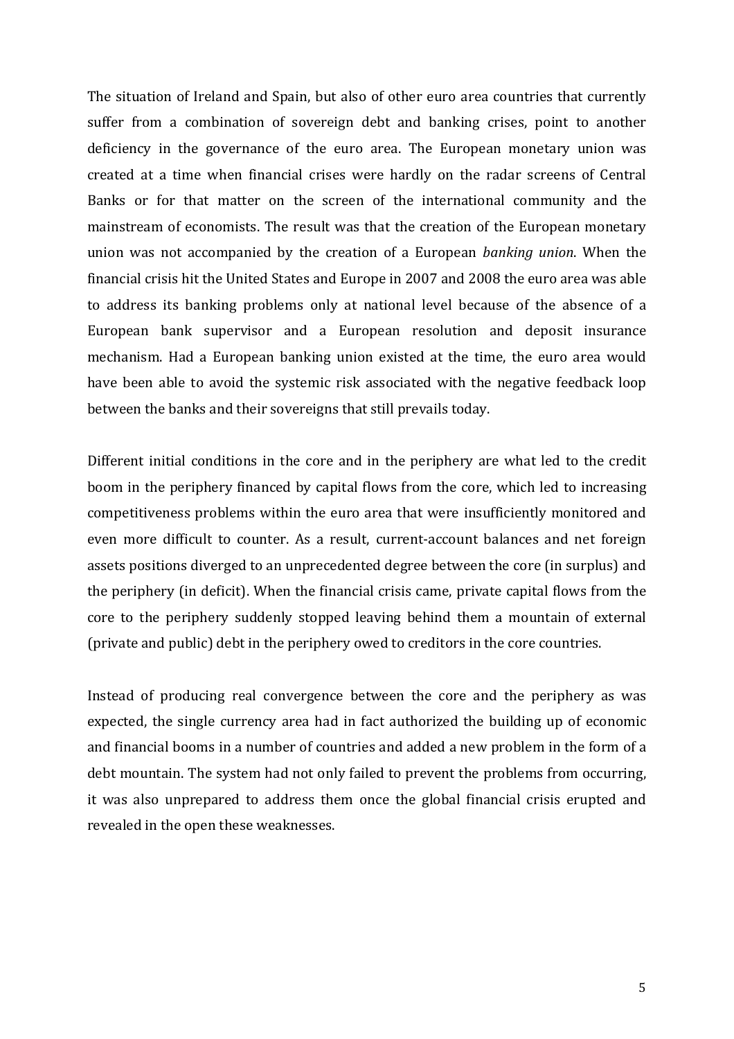The situation of Ireland and Spain, but also of other euro area countries that currently suffer from a combination of sovereign debt and banking crises, point to another deficiency in the governance of the euro area. The European monetary union was created at a time when financial crises were hardly on the radar screens of Central Banks or for that matter on the screen of the international community and the mainstream of economists. The result was that the creation of the European monetary union was not accompanied by the creation of a European *banking union*. When the financial crisis hit the United States and Europe in 2007 and 2008 the euro area was able to address its banking problems only at national level because of the absence of a European bank supervisor and a European resolution and deposit insurance mechanism. Had a European banking union existed at the time, the euro area would have been able to avoid the systemic risk associated with the negative feedback loop between the banks and their sovereigns that still prevails today.

Different initial conditions in the core and in the periphery are what led to the credit boom in the periphery financed by capital flows from the core, which led to increasing competitiveness problems within the euro area that were insufficiently monitored and even more difficult to counter. As a result, current-account balances and net foreign assets positions diverged to an unprecedented degree between the core (in surplus) and the periphery (in deficit). When the financial crisis came, private capital flows from the core to the periphery suddenly stopped leaving behind them a mountain of external (private and public) debt in the periphery owed to creditors in the core countries.

Instead of producing real convergence between the core and the periphery as was expected, the single currency area had in fact authorized the building up of economic and financial booms in a number of countries and added a new problem in the form of a debt mountain. The system had not only failed to prevent the problems from occurring, it was also unprepared to address them once the global financial crisis erupted and revealed in the open these weaknesses.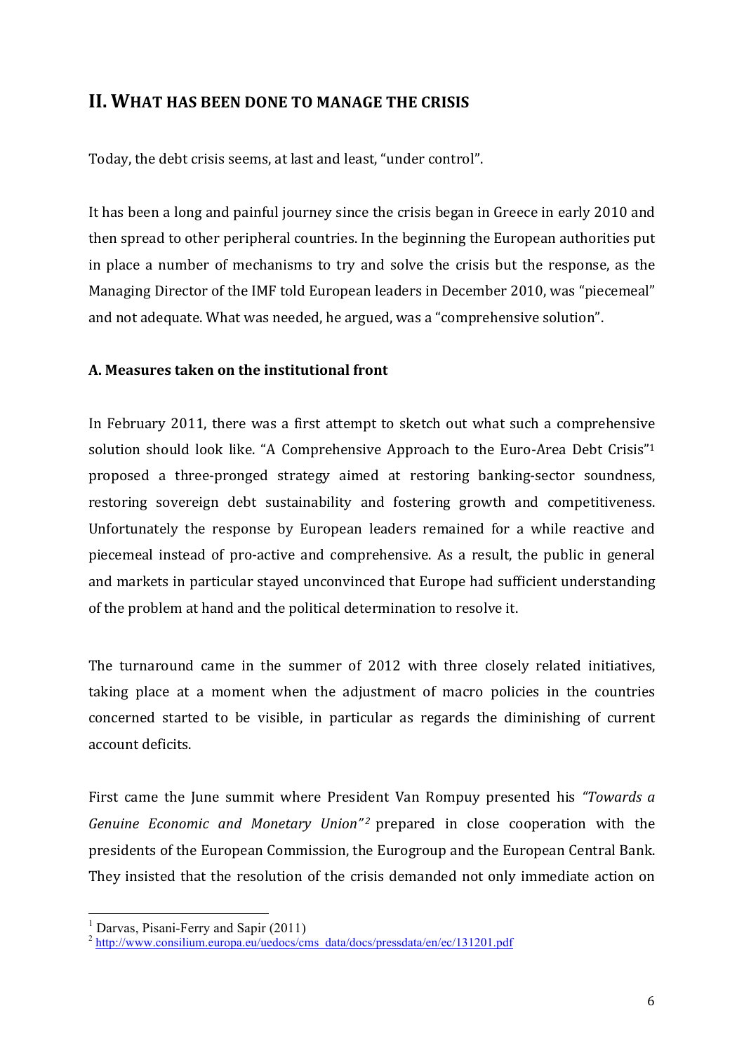## II. WHAT HAS BEEN DONE TO MANAGE THE CRISIS

Today, the debt crisis seems, at last and least, "under control".

It has been a long and painful journey since the crisis began in Greece in early 2010 and then spread to other peripheral countries. In the beginning the European authorities put in place a number of mechanisms to try and solve the crisis but the response, as the Managing Director of the IMF told European leaders in December 2010, was "piecemeal" and not adequate. What was needed, he argued, was a "comprehensive solution".

### A. Measures taken on the institutional front

In February 2011, there was a first attempt to sketch out what such a comprehensive solution should look like. "A Comprehensive Approach to the Euro-Area Debt Crisis"[1] proposed a three-pronged strategy aimed at restoring banking-sector soundness, restoring sovereign debt sustainability and fostering growth and competitiveness. Unfortunately the response by European leaders remained for a while reactive and piecemeal instead of pro-active and comprehensive. As a result, the public in general and markets in particular stayed unconvinced that Europe had sufficient understanding of the problem at hand and the political determination to resolve it.

The turnaround came in the summer of 2012 with three closely related initiatives, taking place at a moment when the adjustment of macro policies in the countries concerned started to be visible, in particular as regards the diminishing of current account deficits.

First came the June summit where President Van Rompuy presented his *"Towards a Genuine Economic and Monetary Union"*[2] prepared in close cooperation with the presidents of the European Commission, the Eurogroup and the European Central Bank. They insisted that the resolution of the crisis demanded not only immediate action on

---

[1] Darvas, Pisani-Ferry and Sapir (2011)

[2] http://www.consilium.europa.eu/uedocs/cms_data/docs/pressdata/en/ec/131201.pdf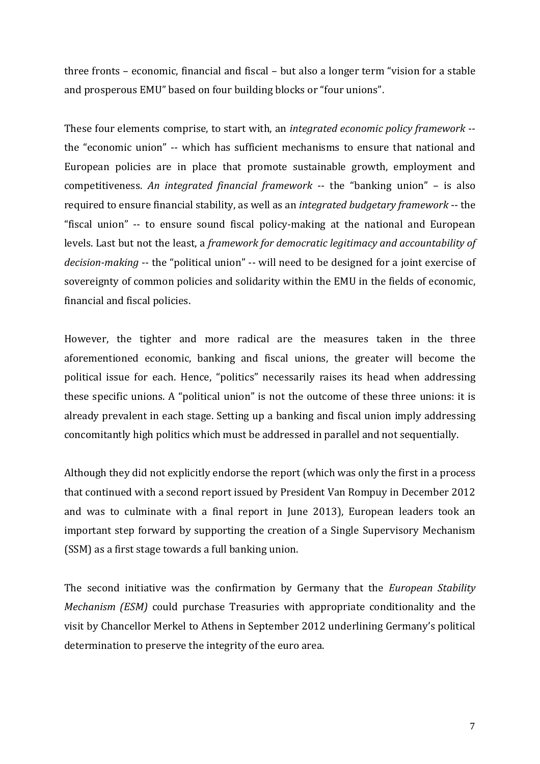three fronts – economic, financial and fiscal – but also a longer term “vision for a stable and prosperous EMU” based on four building blocks or “four unions”.

These four elements comprise, to start with, an *integrated economic policy framework* -- the “economic union” -- which has sufficient mechanisms to ensure that national and European policies are in place that promote sustainable growth, employment and competitiveness. *An integrated financial framework* -- the “banking union” – is also required to ensure financial stability, as well as an *integrated budgetary framework* -- the “fiscal union” -- to ensure sound fiscal policy-making at the national and European levels. Last but not the least, a *framework for democratic legitimacy and accountability of decision-making* -- the “political union” -- will need to be designed for a joint exercise of sovereignty of common policies and solidarity within the EMU in the fields of economic, financial and fiscal policies.

However, the tighter and more radical are the measures taken in the three aforementioned economic, banking and fiscal unions, the greater will become the political issue for each. Hence, “politics” necessarily raises its head when addressing these specific unions. A “political union” is not the outcome of these three unions: it is already prevalent in each stage. Setting up a banking and fiscal union imply addressing concomitantly high politics which must be addressed in parallel and not sequentially.

Although they did not explicitly endorse the report (which was only the first in a process that continued with a second report issued by President Van Rompuy in December 2012 and was to culminate with a final report in June 2013), European leaders took an important step forward by supporting the creation of a Single Supervisory Mechanism (SSM) as a first stage towards a full banking union.

The second initiative was the confirmation by Germany that the *European Stability Mechanism (ESM)* could purchase Treasuries with appropriate conditionality and the visit by Chancellor Merkel to Athens in September 2012 underlining Germany’s political determination to preserve the integrity of the euro area.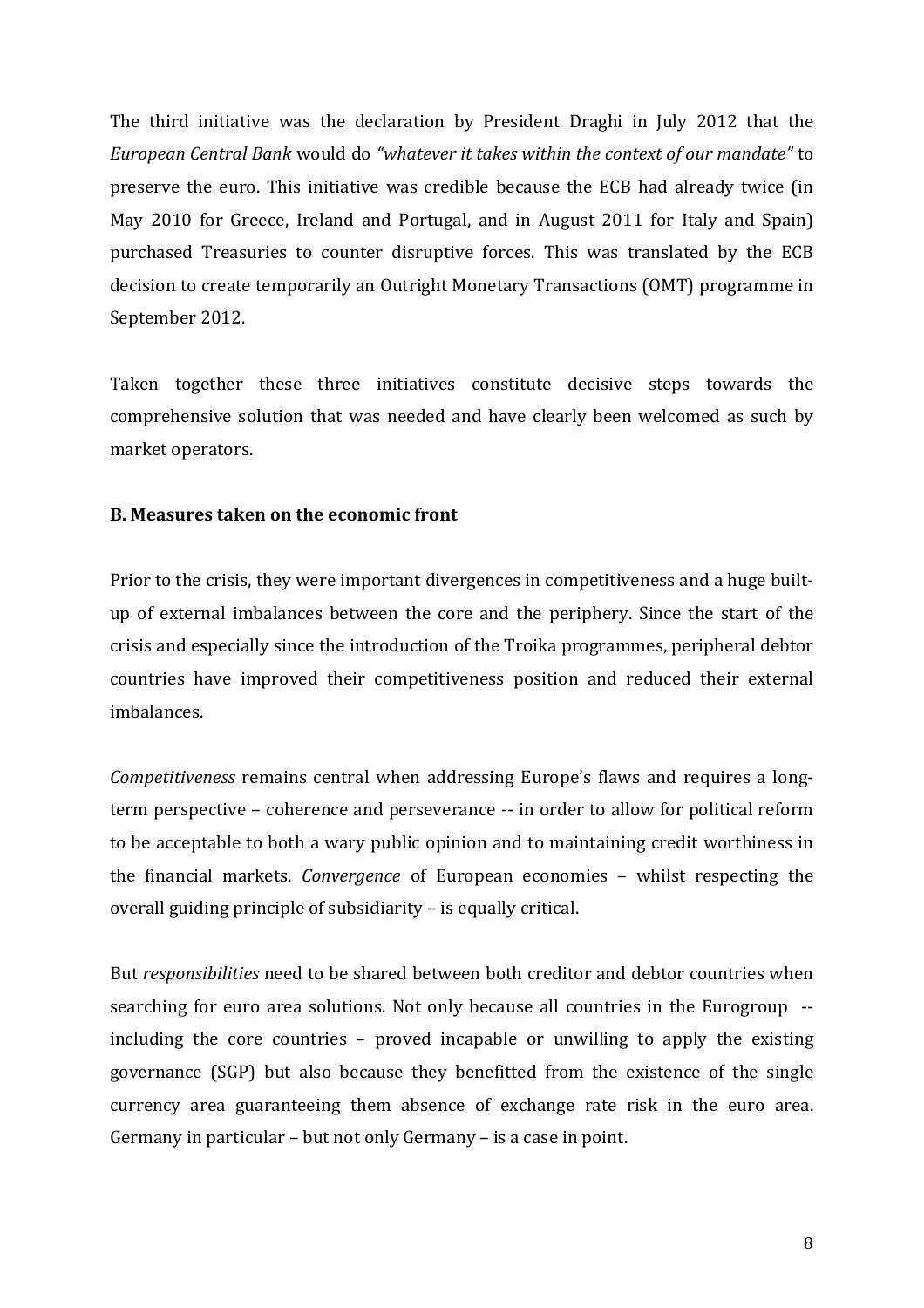The third initiative was the declaration by President Draghi in July 2012 that the *European Central Bank* would do *"whatever it takes within the context of our mandate"* to preserve the euro. This initiative was credible because the ECB had already twice (in May 2010 for Greece, Ireland and Portugal, and in August 2011 for Italy and Spain) purchased Treasuries to counter disruptive forces. This was translated by the ECB decision to create temporarily an Outright Monetary Transactions (OMT) programme in September 2012.

Taken together these three initiatives constitute decisive steps towards the comprehensive solution that was needed and have clearly been welcomed as such by market operators.

### B. Measures taken on the economic front

Prior to the crisis, they were important divergences in competitiveness and a huge built-up of external imbalances between the core and the periphery. Since the start of the crisis and especially since the introduction of the Troika programmes, peripheral debtor countries have improved their competitiveness position and reduced their external imbalances.

*Competitiveness* remains central when addressing Europe's flaws and requires a long-term perspective – coherence and perseverance -- in order to allow for political reform to be acceptable to both a wary public opinion and to maintaining credit worthiness in the financial markets. *Convergence* of European economies – whilst respecting the overall guiding principle of subsidiarity – is equally critical.

But *responsibilities* need to be shared between both creditor and debtor countries when searching for euro area solutions. Not only because all countries in the Eurogroup -- including the core countries – proved incapable or unwilling to apply the existing governance (SGP) but also because they benefitted from the existence of the single currency area guaranteeing them absence of exchange rate risk in the euro area. Germany in particular – but not only Germany – is a case in point.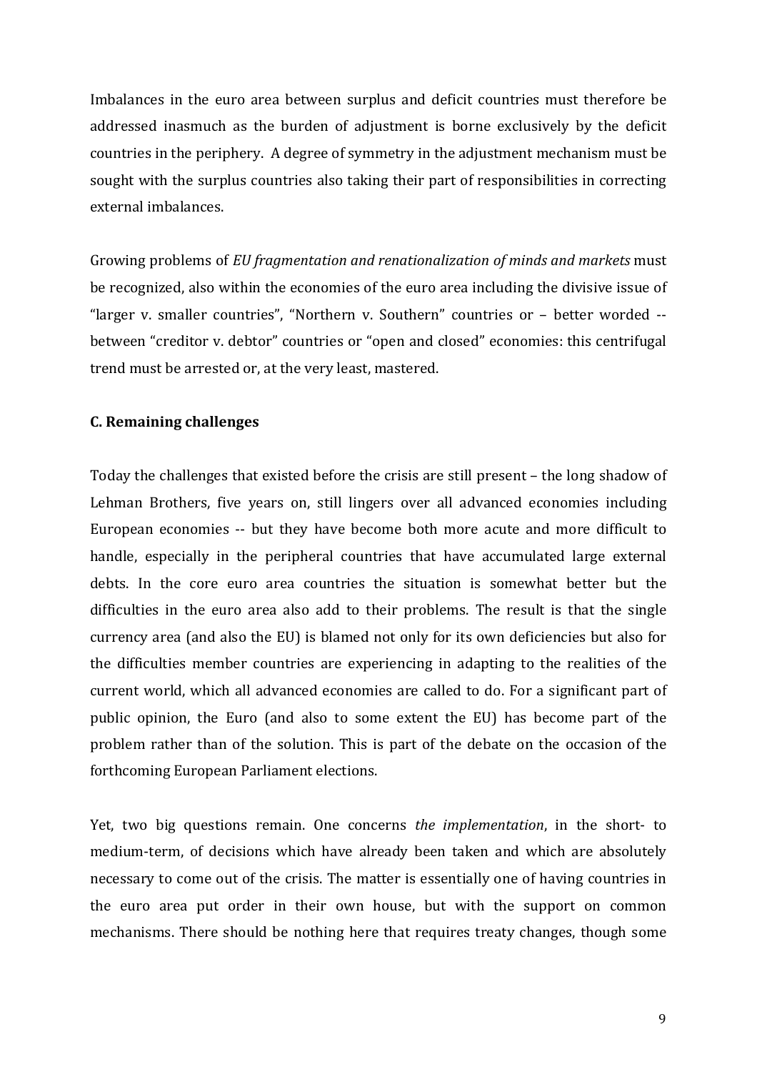Imbalances in the euro area between surplus and deficit countries must therefore be addressed inasmuch as the burden of adjustment is borne exclusively by the deficit countries in the periphery. A degree of symmetry in the adjustment mechanism must be sought with the surplus countries also taking their part of responsibilities in correcting external imbalances.

Growing problems of *EU fragmentation and renationalization of minds and markets* must be recognized, also within the economies of the euro area including the divisive issue of "larger v. smaller countries", "Northern v. Southern" countries or – better worded -- between "creditor v. debtor" countries or "open and closed" economies: this centrifugal trend must be arrested or, at the very least, mastered.

### C. Remaining challenges

Today the challenges that existed before the crisis are still present – the long shadow of Lehman Brothers, five years on, still lingers over all advanced economies including European economies -- but they have become both more acute and more difficult to handle, especially in the peripheral countries that have accumulated large external debts. In the core euro area countries the situation is somewhat better but the difficulties in the euro area also add to their problems. The result is that the single currency area (and also the EU) is blamed not only for its own deficiencies but also for the difficulties member countries are experiencing in adapting to the realities of the current world, which all advanced economies are called to do. For a significant part of public opinion, the Euro (and also to some extent the EU) has become part of the problem rather than of the solution. This is part of the debate on the occasion of the forthcoming European Parliament elections.

Yet, two big questions remain. One concerns *the implementation*, in the short- to medium-term, of decisions which have already been taken and which are absolutely necessary to come out of the crisis. The matter is essentially one of having countries in the euro area put order in their own house, but with the support on common mechanisms. There should be nothing here that requires treaty changes, though some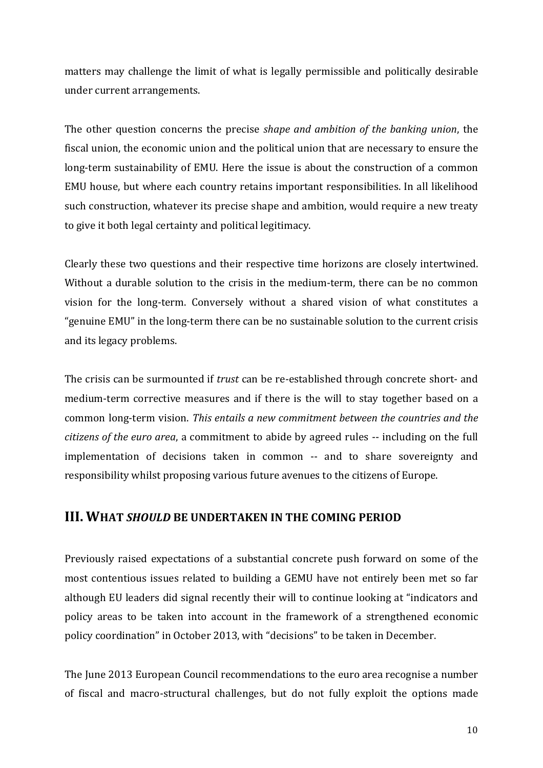matters may challenge the limit of what is legally permissible and politically desirable under current arrangements.

The other question concerns the precise *shape and ambition of the banking union*, the fiscal union, the economic union and the political union that are necessary to ensure the long-term sustainability of EMU. Here the issue is about the construction of a common EMU house, but where each country retains important responsibilities. In all likelihood such construction, whatever its precise shape and ambition, would require a new treaty to give it both legal certainty and political legitimacy.

Clearly these two questions and their respective time horizons are closely intertwined. Without a durable solution to the crisis in the medium-term, there can be no common vision for the long-term. Conversely without a shared vision of what constitutes a "genuine EMU" in the long-term there can be no sustainable solution to the current crisis and its legacy problems.

The crisis can be surmounted if *trust* can be re-established through concrete short- and medium-term corrective measures and if there is the will to stay together based on a common long-term vision. *This entails a new commitment between the countries and the citizens of the euro area*, a commitment to abide by agreed rules -- including on the full implementation of decisions taken in common -- and to share sovereignty and responsibility whilst proposing various future avenues to the citizens of Europe.

## III. WHAT *SHOULD* BE UNDERTAKEN IN THE COMING PERIOD

Previously raised expectations of a substantial concrete push forward on some of the most contentious issues related to building a GEMU have not entirely been met so far although EU leaders did signal recently their will to continue looking at "indicators and policy areas to be taken into account in the framework of a strengthened economic policy coordination" in October 2013, with "decisions" to be taken in December.

The June 2013 European Council recommendations to the euro area recognise a number of fiscal and macro-structural challenges, but do not fully exploit the options made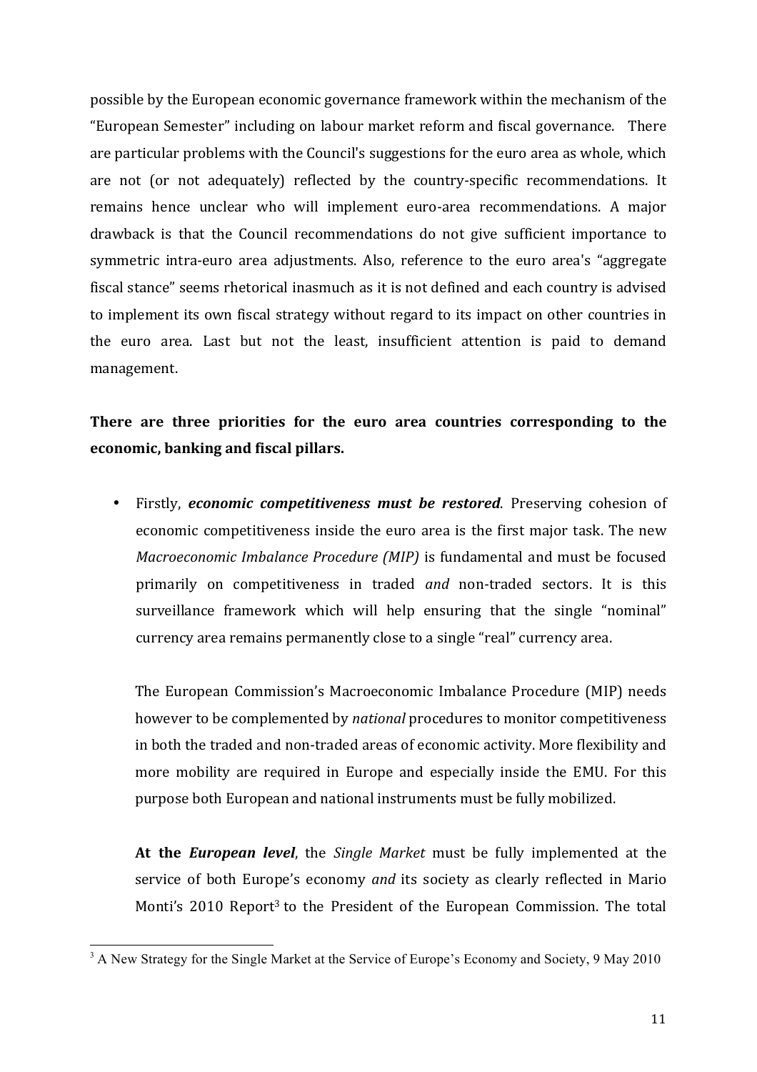possible by the European economic governance framework within the mechanism of the "European Semester" including on labour market reform and fiscal governance. There are particular problems with the Council's suggestions for the euro area as whole, which are not (or not adequately) reflected by the country-specific recommendations. It remains hence unclear who will implement euro-area recommendations. A major drawback is that the Council recommendations do not give sufficient importance to symmetric intra-euro area adjustments. Also, reference to the euro area's "aggregate fiscal stance" seems rhetorical inasmuch as it is not defined and each country is advised to implement its own fiscal strategy without regard to its impact on other countries in the euro area. Last but not the least, insufficient attention is paid to demand management.

**There are three priorities for the euro area countries corresponding to the economic, banking and fiscal pillars.**

- Firstly, ***economic competitiveness must be restored***. Preserving cohesion of economic competitiveness inside the euro area is the first major task. The new *Macroeconomic Imbalance Procedure (MIP)* is fundamental and must be focused primarily on competitiveness in traded *and* non-traded sectors. It is this surveillance framework which will help ensuring that the single "nominal" currency area remains permanently close to a single "real" currency area.

  The European Commission's Macroeconomic Imbalance Procedure (MIP) needs however to be complemented by *national* procedures to monitor competitiveness in both the traded and non-traded areas of economic activity. More flexibility and more mobility are required in Europe and especially inside the EMU. For this purpose both European and national instruments must be fully mobilized.

  **At the *European level***, the *Single Market* must be fully implemented at the service of both Europe's economy *and* its society as clearly reflected in Mario Monti's 2010 Report[3] to the President of the European Commission. The total

[3] A New Strategy for the Single Market at the Service of Europe's Economy and Society, 9 May 2010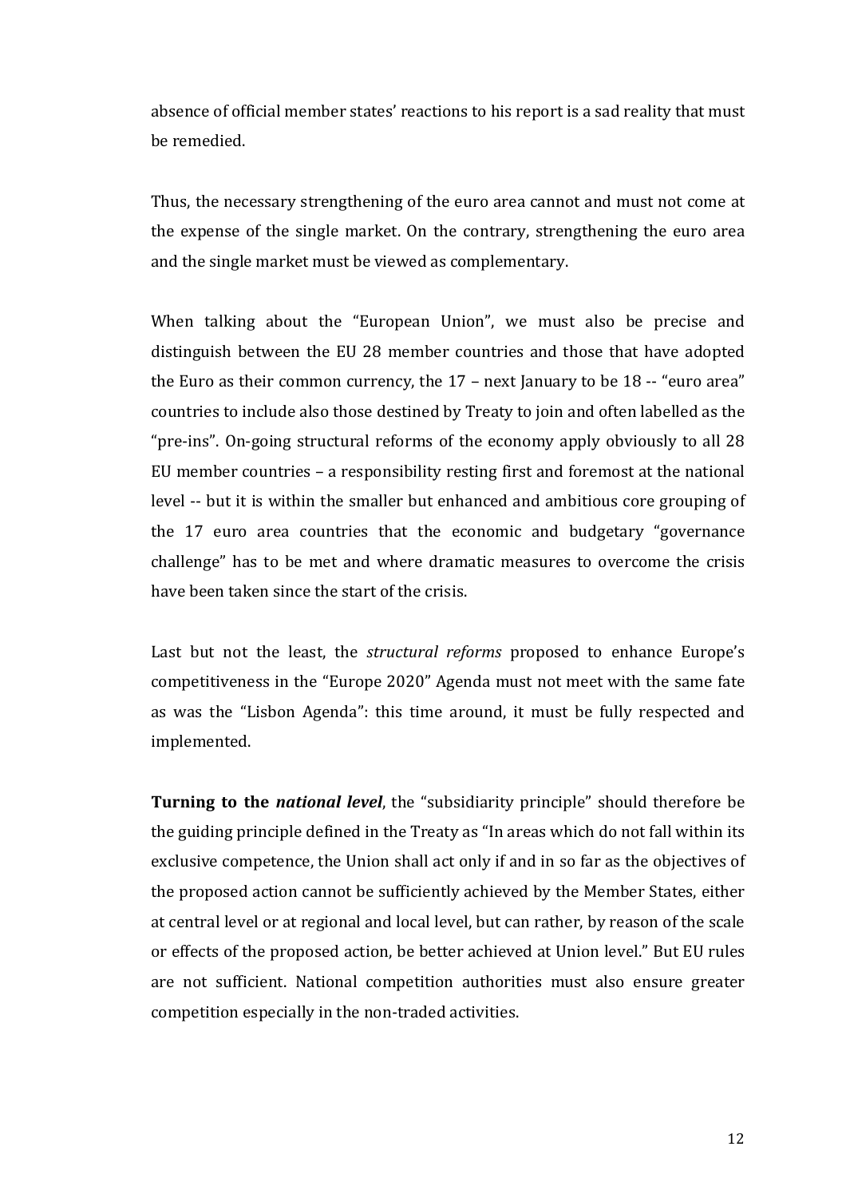absence of official member states' reactions to his report is a sad reality that must be remedied.

Thus, the necessary strengthening of the euro area cannot and must not come at the expense of the single market. On the contrary, strengthening the euro area and the single market must be viewed as complementary.

When talking about the "European Union", we must also be precise and distinguish between the EU 28 member countries and those that have adopted the Euro as their common currency, the 17 – next January to be 18 -- "euro area" countries to include also those destined by Treaty to join and often labelled as the "pre-ins". On-going structural reforms of the economy apply obviously to all 28 EU member countries – a responsibility resting first and foremost at the national level -- but it is within the smaller but enhanced and ambitious core grouping of the 17 euro area countries that the economic and budgetary "governance challenge" has to be met and where dramatic measures to overcome the crisis have been taken since the start of the crisis.

Last but not the least, the *structural reforms* proposed to enhance Europe's competitiveness in the "Europe 2020" Agenda must not meet with the same fate as was the "Lisbon Agenda": this time around, it must be fully respected and implemented.

**Turning to the *national level***, the "subsidiarity principle" should therefore be the guiding principle defined in the Treaty as "In areas which do not fall within its exclusive competence, the Union shall act only if and in so far as the objectives of the proposed action cannot be sufficiently achieved by the Member States, either at central level or at regional and local level, but can rather, by reason of the scale or effects of the proposed action, be better achieved at Union level." But EU rules are not sufficient. National competition authorities must also ensure greater competition especially in the non-traded activities.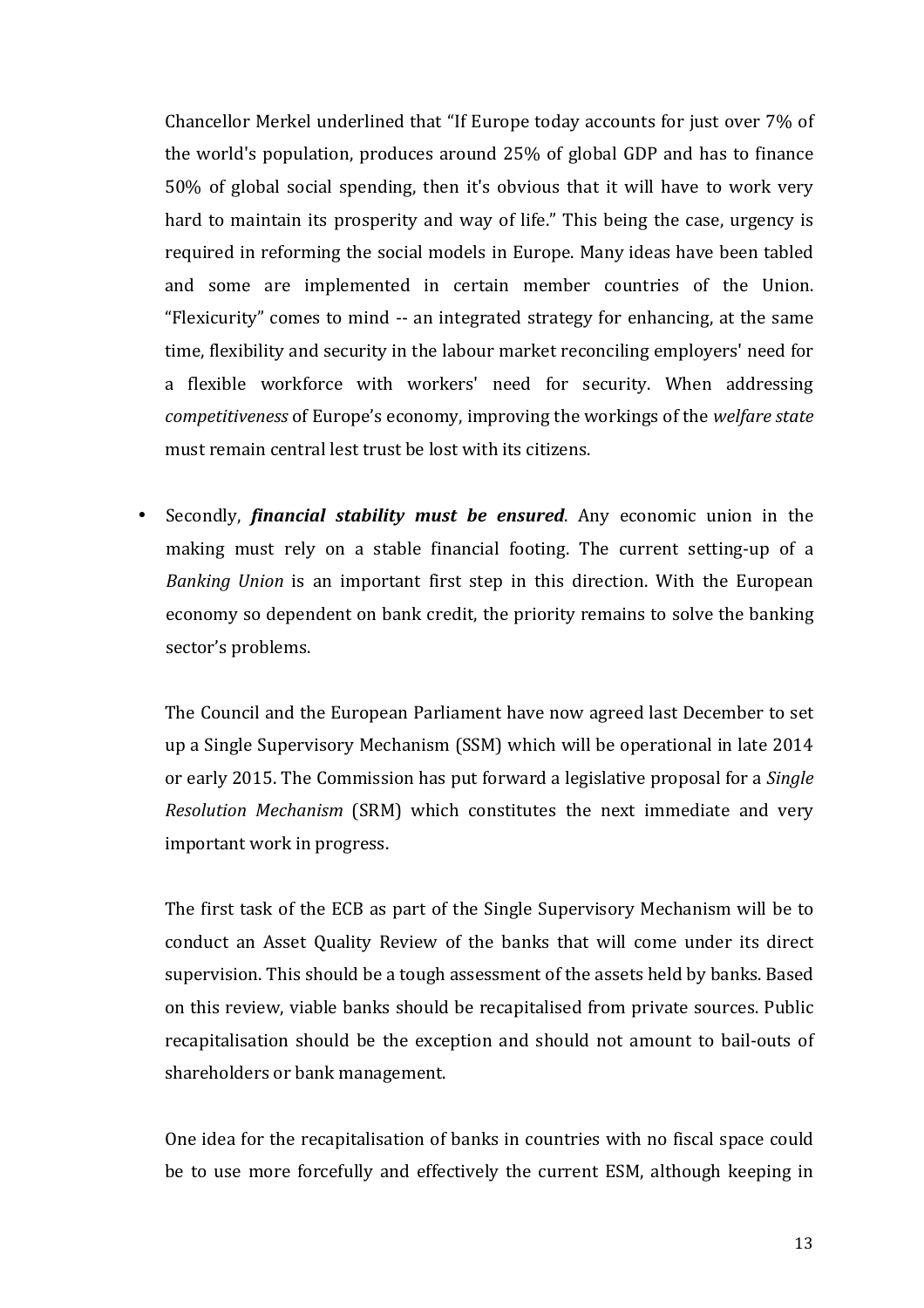Chancellor Merkel underlined that "If Europe today accounts for just over 7% of the world's population, produces around 25% of global GDP and has to finance 50% of global social spending, then it's obvious that it will have to work very hard to maintain its prosperity and way of life." This being the case, urgency is required in reforming the social models in Europe. Many ideas have been tabled and some are implemented in certain member countries of the Union. "Flexicurity" comes to mind -- an integrated strategy for enhancing, at the same time, flexibility and security in the labour market reconciling employers' need for a flexible workforce with workers' need for security. When addressing *competitiveness* of Europe's economy, improving the workings of the *welfare state* must remain central lest trust be lost with its citizens.

- Secondly, ***financial stability must be ensured***. Any economic union in the making must rely on a stable financial footing. The current setting-up of a *Banking Union* is an important first step in this direction. With the European economy so dependent on bank credit, the priority remains to solve the banking sector's problems.

  The Council and the European Parliament have now agreed last December to set up a Single Supervisory Mechanism (SSM) which will be operational in late 2014 or early 2015. The Commission has put forward a legislative proposal for a *Single Resolution Mechanism* (SRM) which constitutes the next immediate and very important work in progress.

  The first task of the ECB as part of the Single Supervisory Mechanism will be to conduct an Asset Quality Review of the banks that will come under its direct supervision. This should be a tough assessment of the assets held by banks. Based on this review, viable banks should be recapitalised from private sources. Public recapitalisation should be the exception and should not amount to bail-outs of shareholders or bank management.

  One idea for the recapitalisation of banks in countries with no fiscal space could be to use more forcefully and effectively the current ESM, although keeping in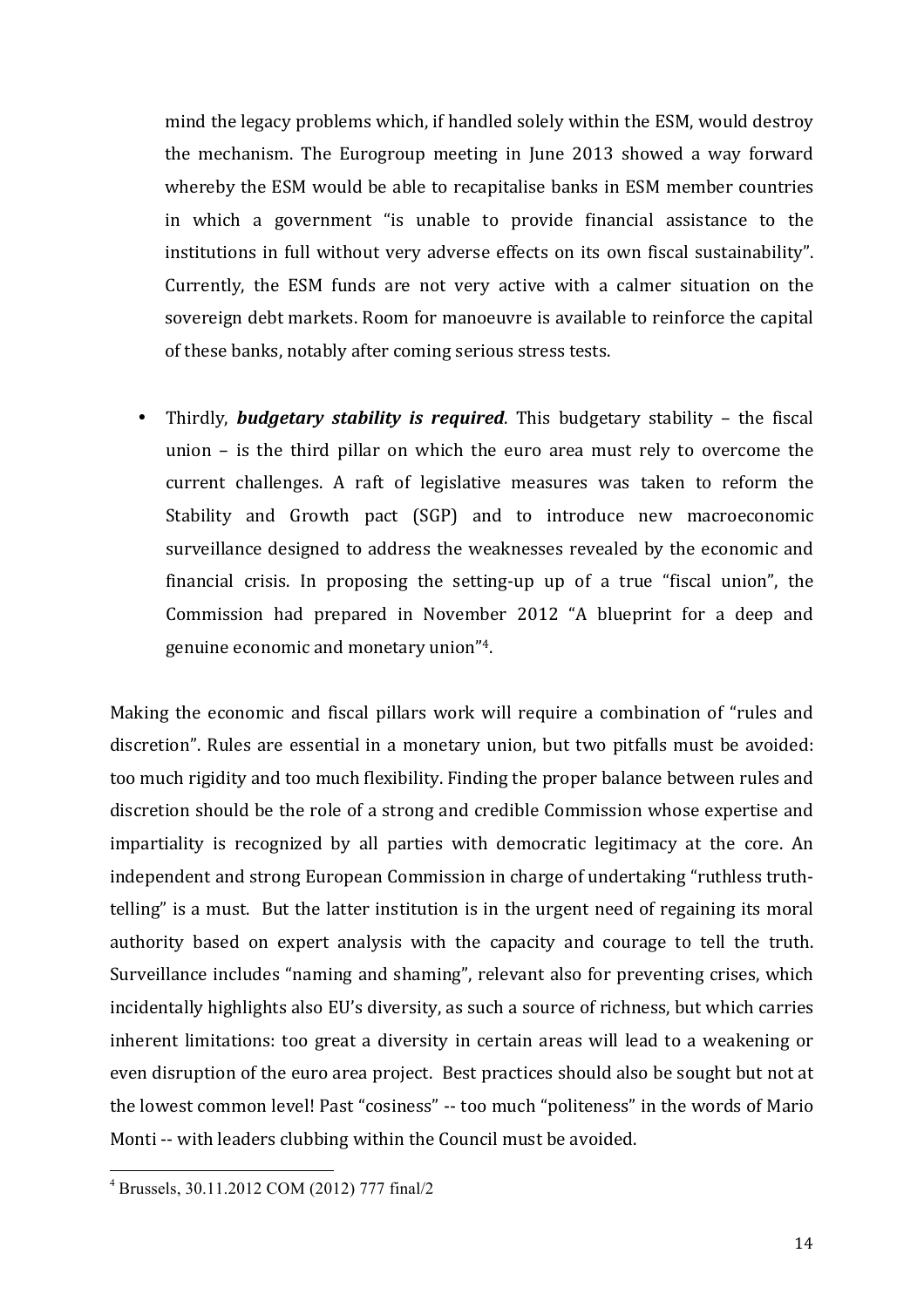mind the legacy problems which, if handled solely within the ESM, would destroy the mechanism. The Eurogroup meeting in June 2013 showed a way forward whereby the ESM would be able to recapitalise banks in ESM member countries in which a government "is unable to provide financial assistance to the institutions in full without very adverse effects on its own fiscal sustainability". Currently, the ESM funds are not very active with a calmer situation on the sovereign debt markets. Room for manoeuvre is available to reinforce the capital of these banks, notably after coming serious stress tests.

- Thirdly, ***budgetary stability is required***. This budgetary stability – the fiscal union – is the third pillar on which the euro area must rely to overcome the current challenges. A raft of legislative measures was taken to reform the Stability and Growth pact (SGP) and to introduce new macroeconomic surveillance designed to address the weaknesses revealed by the economic and financial crisis. In proposing the setting-up up of a true "fiscal union", the Commission had prepared in November 2012 "A blueprint for a deep and genuine economic and monetary union"[4].

Making the economic and fiscal pillars work will require a combination of "rules and discretion". Rules are essential in a monetary union, but two pitfalls must be avoided: too much rigidity and too much flexibility. Finding the proper balance between rules and discretion should be the role of a strong and credible Commission whose expertise and impartiality is recognized by all parties with democratic legitimacy at the core. An independent and strong European Commission in charge of undertaking "ruthless truth-telling" is a must. But the latter institution is in the urgent need of regaining its moral authority based on expert analysis with the capacity and courage to tell the truth. Surveillance includes "naming and shaming", relevant also for preventing crises, which incidentally highlights also EU's diversity, as such a source of richness, but which carries inherent limitations: too great a diversity in certain areas will lead to a weakening or even disruption of the euro area project. Best practices should also be sought but not at the lowest common level! Past "cosiness" -- too much "politeness" in the words of Mario Monti -- with leaders clubbing within the Council must be avoided.

[4] Brussels, 30.11.2012 COM (2012) 777 final/2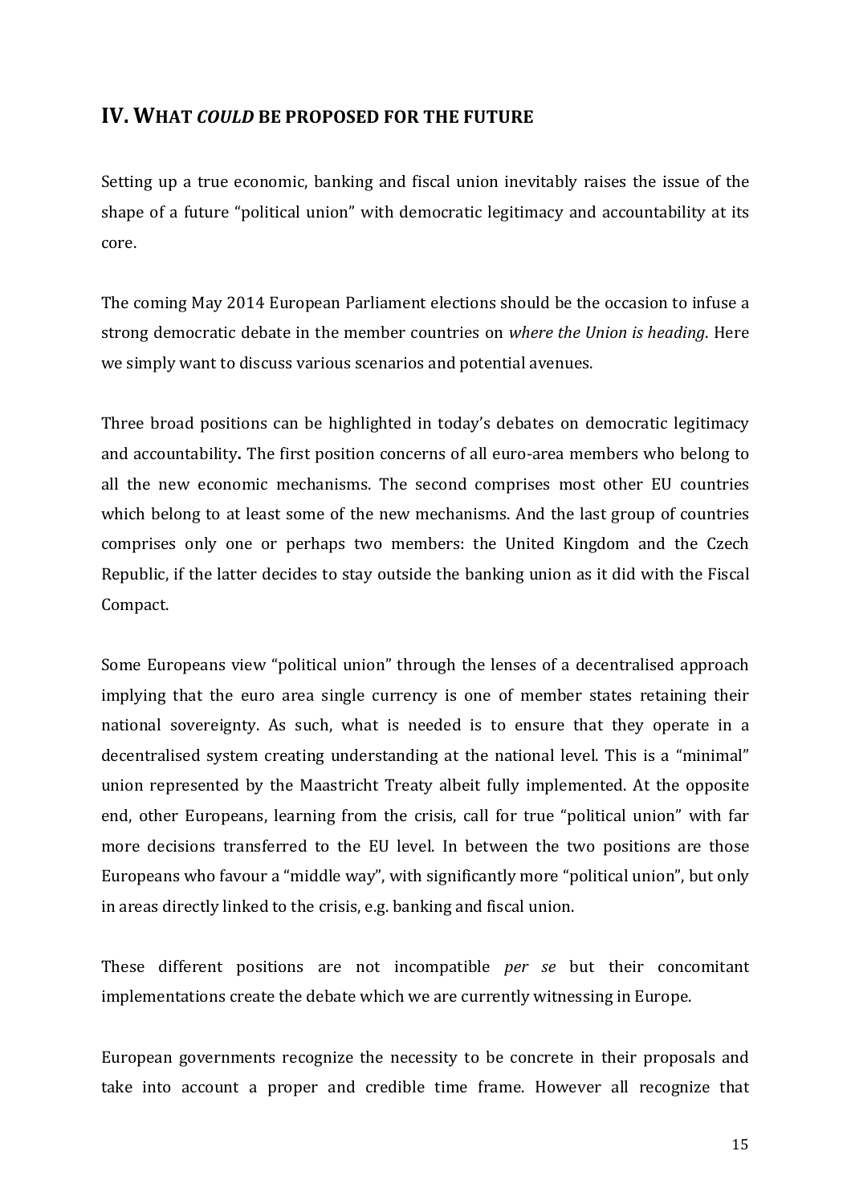## IV. WHAT *COULD* BE PROPOSED FOR THE FUTURE

Setting up a true economic, banking and fiscal union inevitably raises the issue of the shape of a future "political union" with democratic legitimacy and accountability at its core.

The coming May 2014 European Parliament elections should be the occasion to infuse a strong democratic debate in the member countries on *where the Union is heading*. Here we simply want to discuss various scenarios and potential avenues.

Three broad positions can be highlighted in today's debates on democratic legitimacy and accountability**.** The first position concerns of all euro-area members who belong to all the new economic mechanisms. The second comprises most other EU countries which belong to at least some of the new mechanisms. And the last group of countries comprises only one or perhaps two members: the United Kingdom and the Czech Republic, if the latter decides to stay outside the banking union as it did with the Fiscal Compact.

Some Europeans view "political union" through the lenses of a decentralised approach implying that the euro area single currency is one of member states retaining their national sovereignty. As such, what is needed is to ensure that they operate in a decentralised system creating understanding at the national level. This is a "minimal" union represented by the Maastricht Treaty albeit fully implemented. At the opposite end, other Europeans, learning from the crisis, call for true "political union" with far more decisions transferred to the EU level. In between the two positions are those Europeans who favour a "middle way", with significantly more "political union", but only in areas directly linked to the crisis, e.g. banking and fiscal union.

These different positions are not incompatible *per se* but their concomitant implementations create the debate which we are currently witnessing in Europe.

European governments recognize the necessity to be concrete in their proposals and take into account a proper and credible time frame. However all recognize that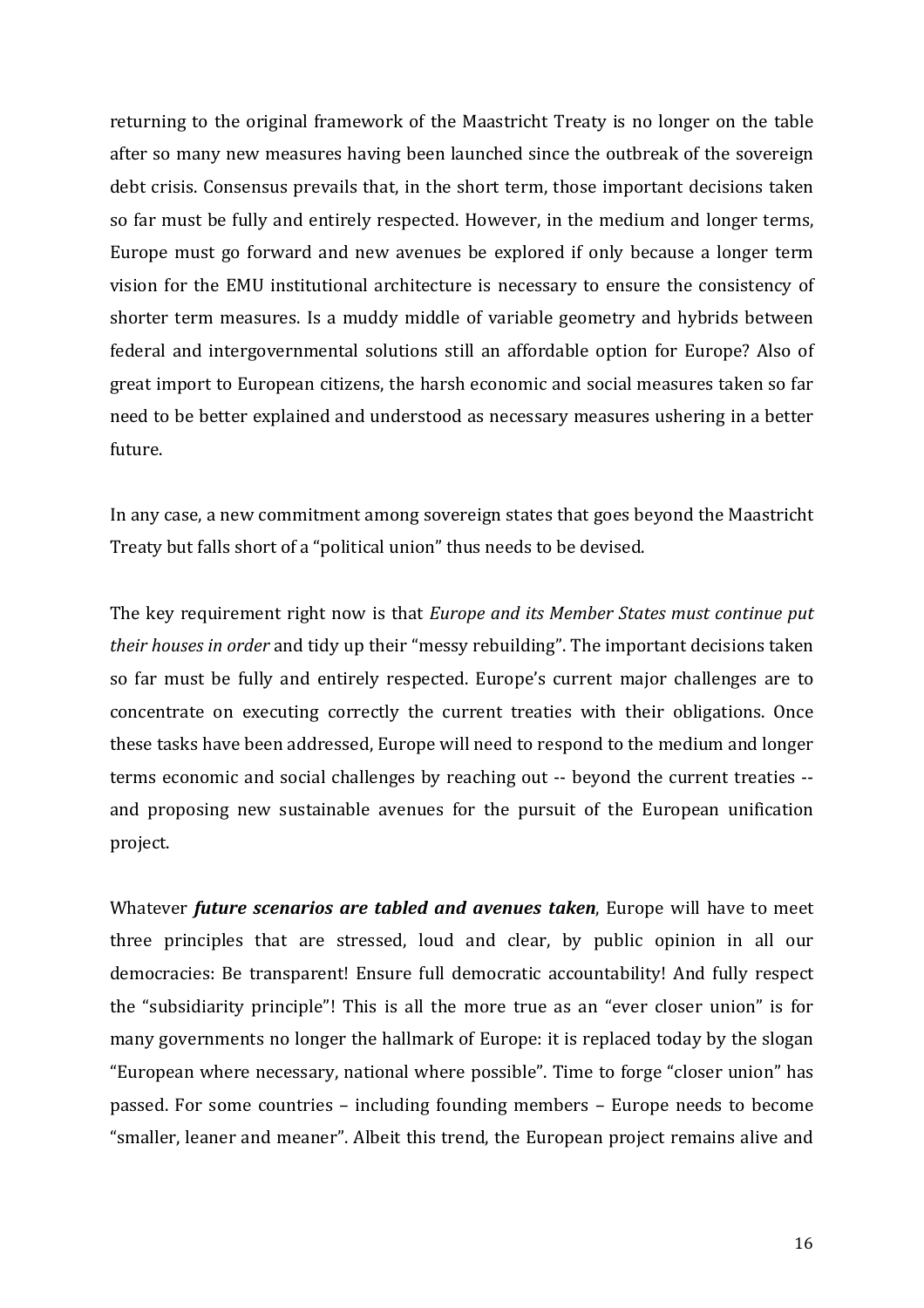returning to the original framework of the Maastricht Treaty is no longer on the table after so many new measures having been launched since the outbreak of the sovereign debt crisis. Consensus prevails that, in the short term, those important decisions taken so far must be fully and entirely respected. However, in the medium and longer terms, Europe must go forward and new avenues be explored if only because a longer term vision for the EMU institutional architecture is necessary to ensure the consistency of shorter term measures. Is a muddy middle of variable geometry and hybrids between federal and intergovernmental solutions still an affordable option for Europe? Also of great import to European citizens, the harsh economic and social measures taken so far need to be better explained and understood as necessary measures ushering in a better future.

In any case, a new commitment among sovereign states that goes beyond the Maastricht Treaty but falls short of a "political union" thus needs to be devised.

The key requirement right now is that *Europe and its Member States must continue put their houses in order* and tidy up their "messy rebuilding". The important decisions taken so far must be fully and entirely respected. Europe's current major challenges are to concentrate on executing correctly the current treaties with their obligations. Once these tasks have been addressed, Europe will need to respond to the medium and longer terms economic and social challenges by reaching out -- beyond the current treaties -- and proposing new sustainable avenues for the pursuit of the European unification project.

Whatever ***future scenarios are tabled and avenues taken***, Europe will have to meet three principles that are stressed, loud and clear, by public opinion in all our democracies: Be transparent! Ensure full democratic accountability! And fully respect the "subsidiarity principle"! This is all the more true as an "ever closer union" is for many governments no longer the hallmark of Europe: it is replaced today by the slogan "European where necessary, national where possible". Time to forge "closer union" has passed. For some countries – including founding members – Europe needs to become "smaller, leaner and meaner". Albeit this trend, the European project remains alive and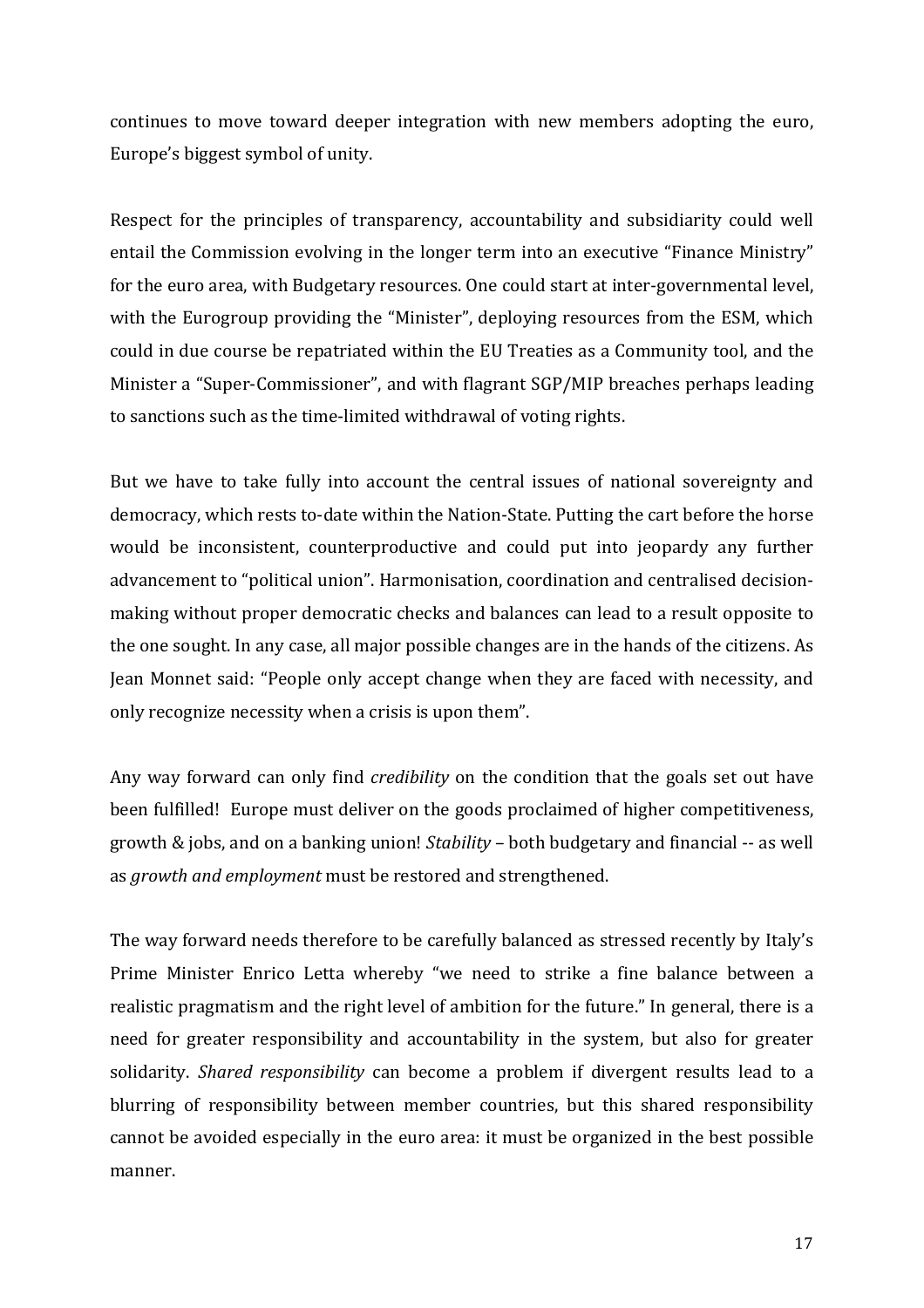continues to move toward deeper integration with new members adopting the euro, Europe's biggest symbol of unity.

Respect for the principles of transparency, accountability and subsidiarity could well entail the Commission evolving in the longer term into an executive "Finance Ministry" for the euro area, with Budgetary resources. One could start at inter-governmental level, with the Eurogroup providing the "Minister", deploying resources from the ESM, which could in due course be repatriated within the EU Treaties as a Community tool, and the Minister a "Super-Commissioner", and with flagrant SGP/MIP breaches perhaps leading to sanctions such as the time-limited withdrawal of voting rights.

But we have to take fully into account the central issues of national sovereignty and democracy, which rests to-date within the Nation-State. Putting the cart before the horse would be inconsistent, counterproductive and could put into jeopardy any further advancement to "political union". Harmonisation, coordination and centralised decision-making without proper democratic checks and balances can lead to a result opposite to the one sought. In any case, all major possible changes are in the hands of the citizens. As Jean Monnet said: "People only accept change when they are faced with necessity, and only recognize necessity when a crisis is upon them".

Any way forward can only find *credibility* on the condition that the goals set out have been fulfilled! Europe must deliver on the goods proclaimed of higher competitiveness, growth & jobs, and on a banking union! *Stability* – both budgetary and financial -- as well as *growth and employment* must be restored and strengthened.

The way forward needs therefore to be carefully balanced as stressed recently by Italy's Prime Minister Enrico Letta whereby "we need to strike a fine balance between a realistic pragmatism and the right level of ambition for the future." In general, there is a need for greater responsibility and accountability in the system, but also for greater solidarity. *Shared responsibility* can become a problem if divergent results lead to a blurring of responsibility between member countries, but this shared responsibility cannot be avoided especially in the euro area: it must be organized in the best possible manner.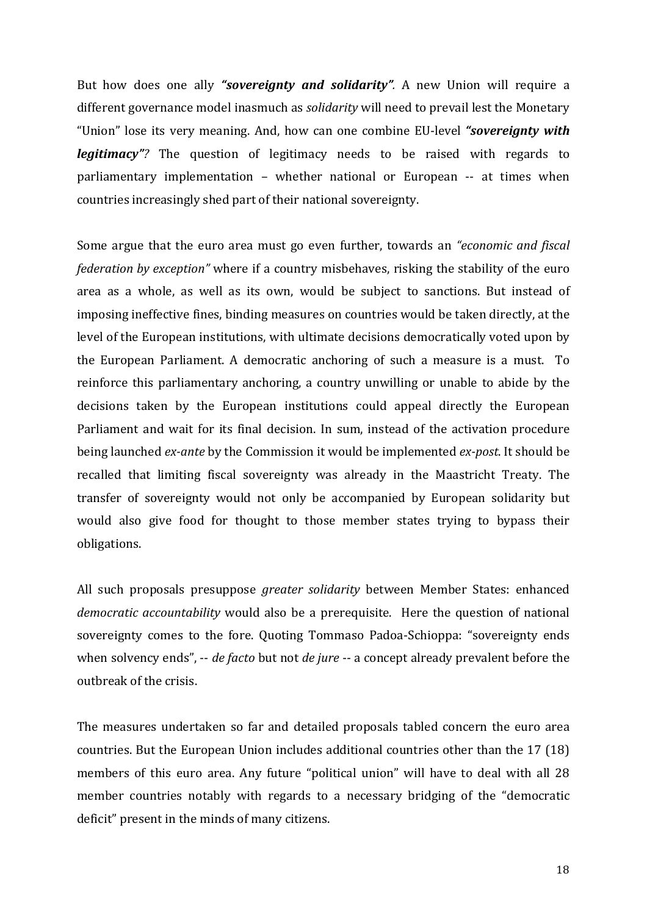But how does one ally ***"sovereignty and solidarity"***. A new Union will require a different governance model inasmuch as *solidarity* will need to prevail lest the Monetary "Union" lose its very meaning. And, how can one combine EU-level ***"sovereignty with legitimacy"?*** The question of legitimacy needs to be raised with regards to parliamentary implementation – whether national or European -- at times when countries increasingly shed part of their national sovereignty.

Some argue that the euro area must go even further, towards an *"economic and fiscal federation by exception"* where if a country misbehaves, risking the stability of the euro area as a whole, as well as its own, would be subject to sanctions. But instead of imposing ineffective fines, binding measures on countries would be taken directly, at the level of the European institutions, with ultimate decisions democratically voted upon by the European Parliament. A democratic anchoring of such a measure is a must. To reinforce this parliamentary anchoring, a country unwilling or unable to abide by the decisions taken by the European institutions could appeal directly the European Parliament and wait for its final decision. In sum, instead of the activation procedure being launched *ex-ante* by the Commission it would be implemented *ex-post*. It should be recalled that limiting fiscal sovereignty was already in the Maastricht Treaty. The transfer of sovereignty would not only be accompanied by European solidarity but would also give food for thought to those member states trying to bypass their obligations.

All such proposals presuppose *greater solidarity* between Member States: enhanced *democratic accountability* would also be a prerequisite. Here the question of national sovereignty comes to the fore. Quoting Tommaso Padoa-Schioppa: "sovereignty ends when solvency ends", -- *de facto* but not *de jure* -- a concept already prevalent before the outbreak of the crisis.

The measures undertaken so far and detailed proposals tabled concern the euro area countries. But the European Union includes additional countries other than the 17 (18) members of this euro area. Any future "political union" will have to deal with all 28 member countries notably with regards to a necessary bridging of the "democratic deficit" present in the minds of many citizens.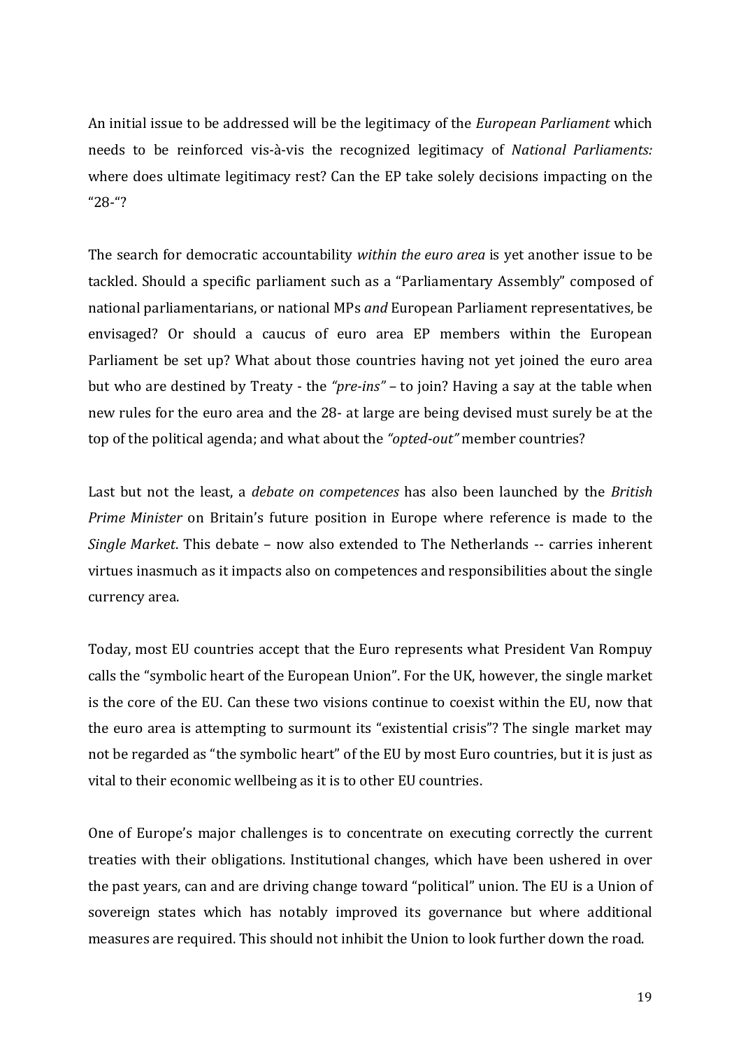An initial issue to be addressed will be the legitimacy of the *European Parliament* which needs to be reinforced vis-à-vis the recognized legitimacy of *National Parliaments:* where does ultimate legitimacy rest? Can the EP take solely decisions impacting on the "28-"?

The search for democratic accountability *within the euro area* is yet another issue to be tackled. Should a specific parliament such as a "Parliamentary Assembly" composed of national parliamentarians, or national MPs *and* European Parliament representatives, be envisaged? Or should a caucus of euro area EP members within the European Parliament be set up? What about those countries having not yet joined the euro area but who are destined by Treaty - the *"pre-ins"* – to join? Having a say at the table when new rules for the euro area and the 28- at large are being devised must surely be at the top of the political agenda; and what about the *"opted-out"* member countries?

Last but not the least, a *debate on competences* has also been launched by the *British Prime Minister* on Britain's future position in Europe where reference is made to the *Single Market*. This debate – now also extended to The Netherlands -- carries inherent virtues inasmuch as it impacts also on competences and responsibilities about the single currency area.

Today, most EU countries accept that the Euro represents what President Van Rompuy calls the "symbolic heart of the European Union". For the UK, however, the single market is the core of the EU. Can these two visions continue to coexist within the EU, now that the euro area is attempting to surmount its "existential crisis"? The single market may not be regarded as "the symbolic heart" of the EU by most Euro countries, but it is just as vital to their economic wellbeing as it is to other EU countries.

One of Europe's major challenges is to concentrate on executing correctly the current treaties with their obligations. Institutional changes, which have been ushered in over the past years, can and are driving change toward "political" union. The EU is a Union of sovereign states which has notably improved its governance but where additional measures are required. This should not inhibit the Union to look further down the road.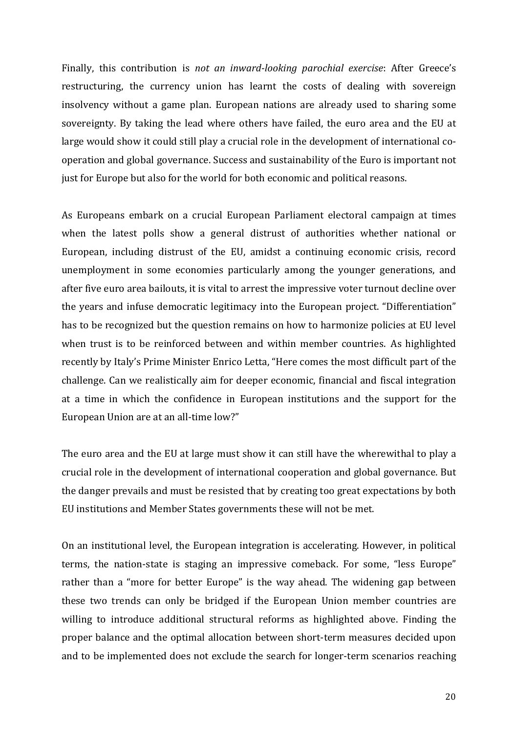Finally, this contribution is *not an inward-looking parochial exercise*: After Greece's restructuring, the currency union has learnt the costs of dealing with sovereign insolvency without a game plan. European nations are already used to sharing some sovereignty. By taking the lead where others have failed, the euro area and the EU at large would show it could still play a crucial role in the development of international co-operation and global governance. Success and sustainability of the Euro is important not just for Europe but also for the world for both economic and political reasons.

As Europeans embark on a crucial European Parliament electoral campaign at times when the latest polls show a general distrust of authorities whether national or European, including distrust of the EU, amidst a continuing economic crisis, record unemployment in some economies particularly among the younger generations, and after five euro area bailouts, it is vital to arrest the impressive voter turnout decline over the years and infuse democratic legitimacy into the European project. "Differentiation" has to be recognized but the question remains on how to harmonize policies at EU level when trust is to be reinforced between and within member countries. As highlighted recently by Italy's Prime Minister Enrico Letta, "Here comes the most difficult part of the challenge. Can we realistically aim for deeper economic, financial and fiscal integration at a time in which the confidence in European institutions and the support for the European Union are at an all-time low?"

The euro area and the EU at large must show it can still have the wherewithal to play a crucial role in the development of international cooperation and global governance. But the danger prevails and must be resisted that by creating too great expectations by both EU institutions and Member States governments these will not be met.

On an institutional level, the European integration is accelerating. However, in political terms, the nation-state is staging an impressive comeback. For some, "less Europe" rather than a "more for better Europe" is the way ahead. The widening gap between these two trends can only be bridged if the European Union member countries are willing to introduce additional structural reforms as highlighted above. Finding the proper balance and the optimal allocation between short-term measures decided upon and to be implemented does not exclude the search for longer-term scenarios reaching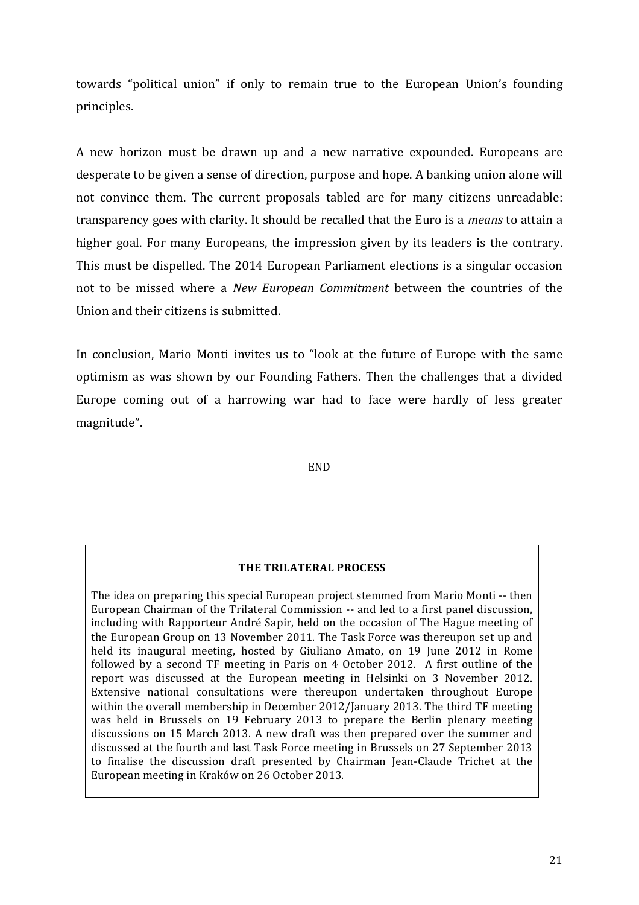towards "political union" if only to remain true to the European Union's founding principles.

A new horizon must be drawn up and a new narrative expounded. Europeans are desperate to be given a sense of direction, purpose and hope. A banking union alone will not convince them. The current proposals tabled are for many citizens unreadable: transparency goes with clarity. It should be recalled that the Euro is a *means* to attain a higher goal. For many Europeans, the impression given by its leaders is the contrary. This must be dispelled. The 2014 European Parliament elections is a singular occasion not to be missed where a *New European Commitment* between the countries of the Union and their citizens is submitted.

In conclusion, Mario Monti invites us to "look at the future of Europe with the same optimism as was shown by our Founding Fathers. Then the challenges that a divided Europe coming out of a harrowing war had to face were hardly of less greater magnitude".

END

**THE TRILATERAL PROCESS**

The idea on preparing this special European project stemmed from Mario Monti -- then European Chairman of the Trilateral Commission -- and led to a first panel discussion, including with Rapporteur André Sapir, held on the occasion of The Hague meeting of the European Group on 13 November 2011. The Task Force was thereupon set up and held its inaugural meeting, hosted by Giuliano Amato, on 19 June 2012 in Rome followed by a second TF meeting in Paris on 4 October 2012. A first outline of the report was discussed at the European meeting in Helsinki on 3 November 2012. Extensive national consultations were thereupon undertaken throughout Europe within the overall membership in December 2012/January 2013. The third TF meeting was held in Brussels on 19 February 2013 to prepare the Berlin plenary meeting discussions on 15 March 2013. A new draft was then prepared over the summer and discussed at the fourth and last Task Force meeting in Brussels on 27 September 2013 to finalise the discussion draft presented by Chairman Jean-Claude Trichet at the European meeting in Kraków on 26 October 2013.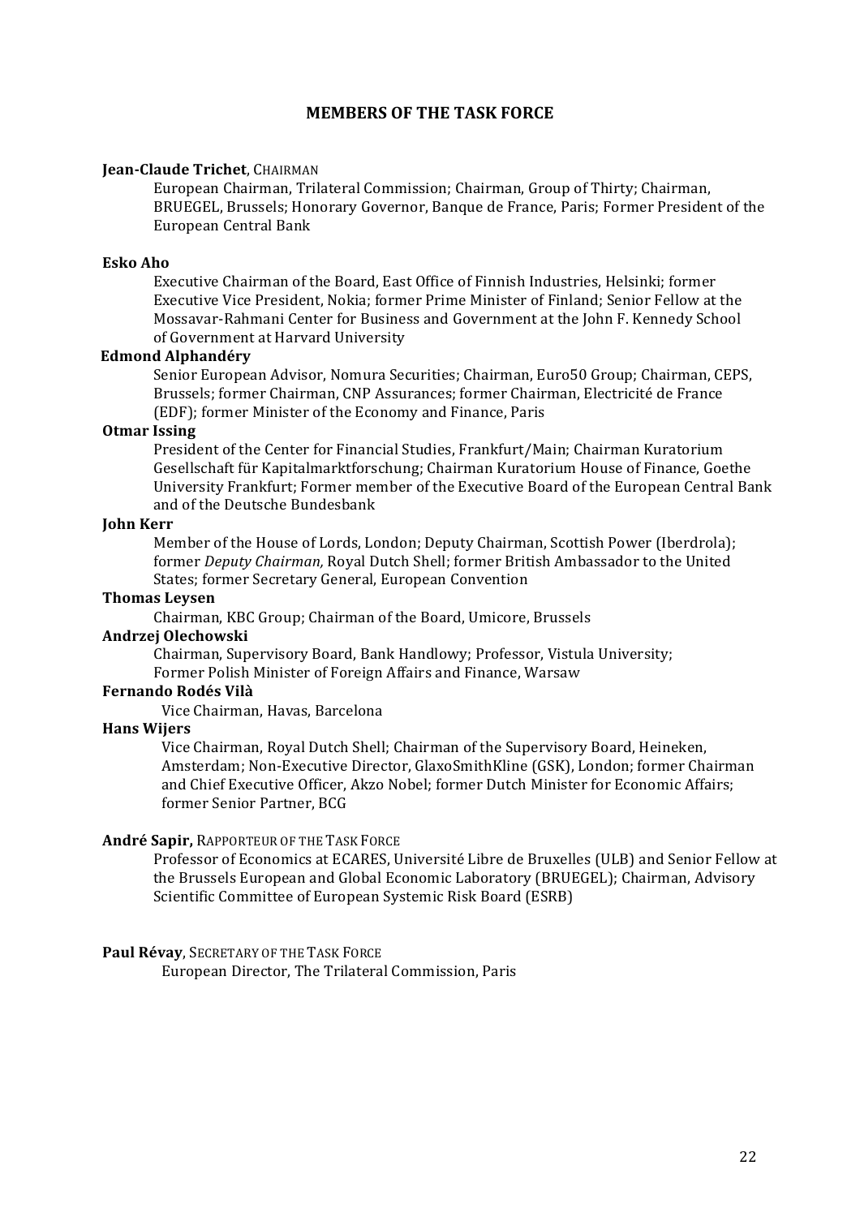## MEMBERS OF THE TASK FORCE

**Jean-Claude Trichet**, CHAIRMAN
European Chairman, Trilateral Commission; Chairman, Group of Thirty; Chairman, BRUEGEL, Brussels; Honorary Governor, Banque de France, Paris; Former President of the European Central Bank

**Esko Aho**
Executive Chairman of the Board, East Office of Finnish Industries, Helsinki; former Executive Vice President, Nokia; former Prime Minister of Finland; Senior Fellow at the Mossavar-Rahmani Center for Business and Government at the John F. Kennedy School of Government at Harvard University

**Edmond Alphandéry**
Senior European Advisor, Nomura Securities; Chairman, Euro50 Group; Chairman, CEPS, Brussels; former Chairman, CNP Assurances; former Chairman, Electricité de France (EDF); former Minister of the Economy and Finance, Paris

**Otmar Issing**
President of the Center for Financial Studies, Frankfurt/Main; Chairman Kuratorium Gesellschaft für Kapitalmarktforschung; Chairman Kuratorium House of Finance, Goethe University Frankfurt; Former member of the Executive Board of the European Central Bank and of the Deutsche Bundesbank

**John Kerr**
Member of the House of Lords, London; Deputy Chairman, Scottish Power (Iberdrola); former *Deputy Chairman,* Royal Dutch Shell; former British Ambassador to the United States; former Secretary General, European Convention

**Thomas Leysen**
Chairman, KBC Group; Chairman of the Board, Umicore, Brussels

**Andrzej Olechowski**
Chairman, Supervisory Board, Bank Handlowy; Professor, Vistula University; Former Polish Minister of Foreign Affairs and Finance, Warsaw

**Fernando Rodés Vilà**
Vice Chairman, Havas, Barcelona

**Hans Wijers**
Vice Chairman, Royal Dutch Shell; Chairman of the Supervisory Board, Heineken, Amsterdam; Non-Executive Director, GlaxoSmithKline (GSK), London; former Chairman and Chief Executive Officer, Akzo Nobel; former Dutch Minister for Economic Affairs; former Senior Partner, BCG

**André Sapir,** RAPPORTEUR OF THE TASK FORCE
Professor of Economics at ECARES, Université Libre de Bruxelles (ULB) and Senior Fellow at the Brussels European and Global Economic Laboratory (BRUEGEL); Chairman, Advisory Scientific Committee of European Systemic Risk Board (ESRB)

**Paul Révay**, SECRETARY OF THE TASK FORCE
European Director, The Trilateral Commission, Paris